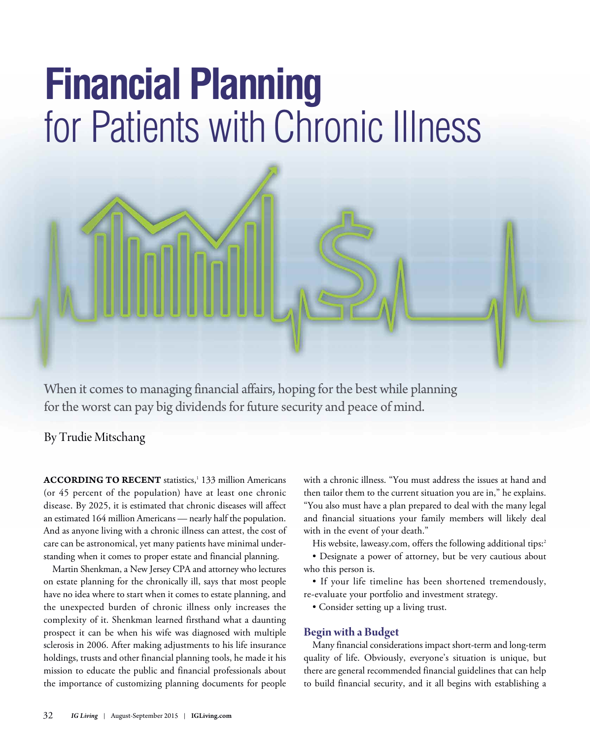# Financial Planning for Patients with Chronic Illness

When it comes to managing financial affairs, hoping for the best while planning for the worst can pay big dividends for future security and peace of mind.

By Trudie Mitschang

**ACCORDING TO RECENT** statistics,[1] 133 million Americans (or 45 percent of the population) have at least one chronic disease. By 2025, it is estimated that chronic diseases will affect an estimated 164 million Americans — nearly half the population. And as anyone living with a chronic illness can attest, the cost of care can be astronomical, yet many patients have minimal understanding when it comes to proper estate and financial planning.

Martin Shenkman, a New Jersey CPA and attorney who lectures on estate planning for the chronically ill, says that most people have no idea where to start when it comes to estate planning, and the unexpected burden of chronic illness only increases the complexity of it. Shenkman learned firsthand what a daunting prospect it can be when his wife was diagnosed with multiple sclerosis in 2006. After making adjustments to his life insurance holdings, trusts and other financial planning tools, he made it his mission to educate the public and financial professionals about the importance of customizing planning documents for people with a chronic illness. "You must address the issues at hand and then tailor them to the current situation you are in," he explains. "You also must have a plan prepared to deal with the many legal and financial situations your family members will likely deal with in the event of your death."

His website, laweasy.com, offers the following additional tips:[2]

- Designate a power of attorney, but be very cautious about who this person is.
- If your life timeline has been shortened tremendously, re-evaluate your portfolio and investment strategy.
- Consider setting up a living trust.

## Begin with a Budget

Many financial considerations impact short-term and long-term quality of life. Obviously, everyone's situation is unique, but there are general recommended financial guidelines that can help to build financial security, and it all begins with establishing a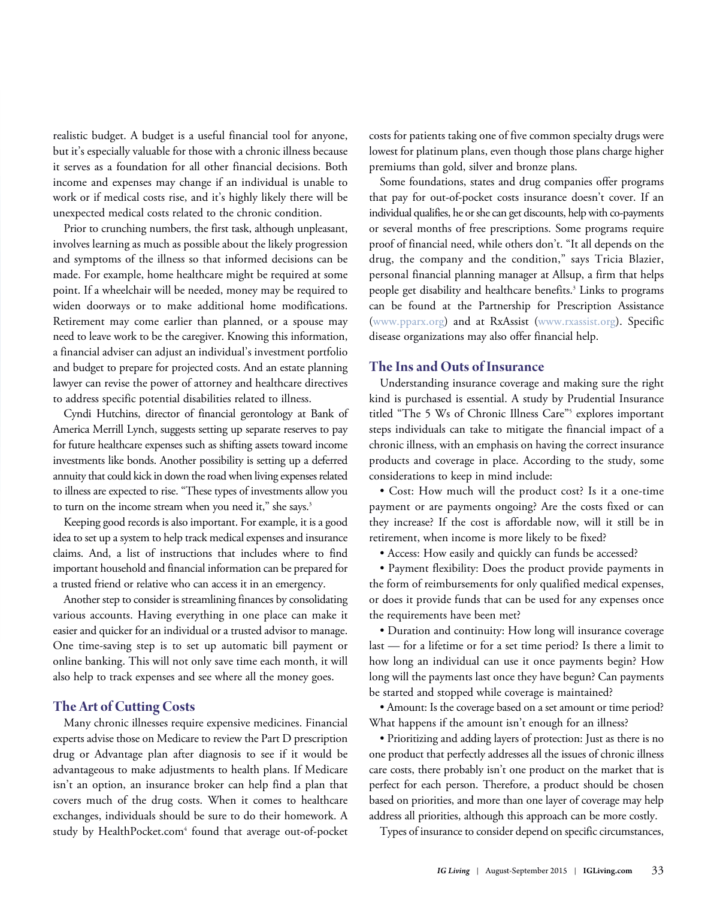realistic budget. A budget is a useful financial tool for anyone, but it's especially valuable for those with a chronic illness because it serves as a foundation for all other financial decisions. Both income and expenses may change if an individual is unable to work or if medical costs rise, and it's highly likely there will be unexpected medical costs related to the chronic condition.

Prior to crunching numbers, the first task, although unpleasant, involves learning as much as possible about the likely progression and symptoms of the illness so that informed decisions can be made. For example, home healthcare might be required at some point. If a wheelchair will be needed, money may be required to widen doorways or to make additional home modifications. Retirement may come earlier than planned, or a spouse may need to leave work to be the caregiver. Knowing this information, a financial adviser can adjust an individual's investment portfolio and budget to prepare for projected costs. And an estate planning lawyer can revise the power of attorney and healthcare directives to address specific potential disabilities related to illness.

Cyndi Hutchins, director of financial gerontology at Bank of America Merrill Lynch, suggests setting up separate reserves to pay for future healthcare expenses such as shifting assets toward income investments like bonds. Another possibility is setting up a deferred annuity that could kick in down the road when living expenses related to illness are expected to rise. "These types of investments allow you to turn on the income stream when you need it," she says.[3]

Keeping good records is also important. For example, it is a good idea to set up a system to help track medical expenses and insurance claims. And, a list of instructions that includes where to find important household and financial information can be prepared for a trusted friend or relative who can access it in an emergency.

Another step to consider is streamlining finances by consolidating various accounts. Having everything in one place can make it easier and quicker for an individual or a trusted advisor to manage. One time-saving step is to set up automatic bill payment or online banking. This will not only save time each month, it will also help to track expenses and see where all the money goes.

## The Art of Cutting Costs

Many chronic illnesses require expensive medicines. Financial experts advise those on Medicare to review the Part D prescription drug or Advantage plan after diagnosis to see if it would be advantageous to make adjustments to health plans. If Medicare isn't an option, an insurance broker can help find a plan that covers much of the drug costs. When it comes to healthcare exchanges, individuals should be sure to do their homework. A study by HealthPocket.com[4] found that average out-of-pocket costs for patients taking one of five common specialty drugs were lowest for platinum plans, even though those plans charge higher premiums than gold, silver and bronze plans.

Some foundations, states and drug companies offer programs that pay for out-of-pocket costs insurance doesn't cover. If an individual qualifies, he or she can get discounts, help with co-payments or several months of free prescriptions. Some programs require proof of financial need, while others don't. "It all depends on the drug, the company and the condition," says Tricia Blazier, personal financial planning manager at Allsup, a firm that helps people get disability and healthcare benefits.[3] Links to programs can be found at the Partnership for Prescription Assistance (www.pparx.org) and at RxAssist (www.rxassist.org). Specific disease organizations may also offer financial help.

## The Ins and Outs of Insurance

Understanding insurance coverage and making sure the right kind is purchased is essential. A study by Prudential Insurance titled "The 5 Ws of Chronic Illness Care"[5] explores important steps individuals can take to mitigate the financial impact of a chronic illness, with an emphasis on having the correct insurance products and coverage in place. According to the study, some considerations to keep in mind include:

- Cost: How much will the product cost? Is it a one-time payment or are payments ongoing? Are the costs fixed or can they increase? If the cost is affordable now, will it still be in retirement, when income is more likely to be fixed?
- Access: How easily and quickly can funds be accessed?
- Payment flexibility: Does the product provide payments in the form of reimbursements for only qualified medical expenses, or does it provide funds that can be used for any expenses once the requirements have been met?
- Duration and continuity: How long will insurance coverage last — for a lifetime or for a set time period? Is there a limit to how long an individual can use it once payments begin? How long will the payments last once they have begun? Can payments be started and stopped while coverage is maintained?
- Amount: Is the coverage based on a set amount or time period? What happens if the amount isn't enough for an illness?
- Prioritizing and adding layers of protection: Just as there is no one product that perfectly addresses all the issues of chronic illness care costs, there probably isn't one product on the market that is perfect for each person. Therefore, a product should be chosen based on priorities, and more than one layer of coverage may help address all priorities, although this approach can be more costly.

Types of insurance to consider depend on specific circumstances,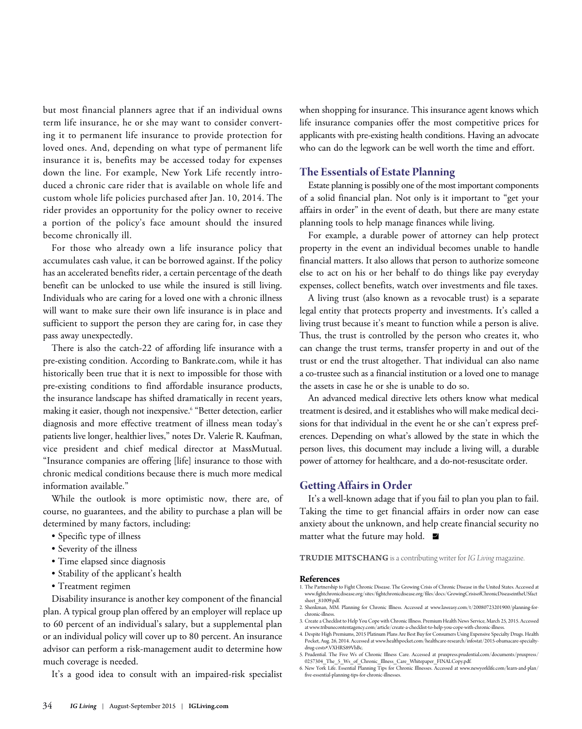but most financial planners agree that if an individual owns term life insurance, he or she may want to consider converting it to permanent life insurance to provide protection for loved ones. And, depending on what type of permanent life insurance it is, benefits may be accessed today for expenses down the line. For example, New York Life recently introduced a chronic care rider that is available on whole life and custom whole life policies purchased after Jan. 10, 2014. The rider provides an opportunity for the policy owner to receive a portion of the policy's face amount should the insured become chronically ill.

For those who already own a life insurance policy that accumulates cash value, it can be borrowed against. If the policy has an accelerated benefits rider, a certain percentage of the death benefit can be unlocked to use while the insured is still living. Individuals who are caring for a loved one with a chronic illness will want to make sure their own life insurance is in place and sufficient to support the person they are caring for, in case they pass away unexpectedly.

There is also the catch-22 of affording life insurance with a pre-existing condition. According to Bankrate.com, while it has historically been true that it is next to impossible for those with pre-existing conditions to find affordable insurance products, the insurance landscape has shifted dramatically in recent years, making it easier, though not inexpensive.[6] "Better detection, earlier diagnosis and more effective treatment of illness mean today's patients live longer, healthier lives," notes Dr. Valerie R. Kaufman, vice president and chief medical director at MassMutual. "Insurance companies are offering [life] insurance to those with chronic medical conditions because there is much more medical information available."

While the outlook is more optimistic now, there are, of course, no guarantees, and the ability to purchase a plan will be determined by many factors, including:

- Specific type of illness
- Severity of the illness
- Time elapsed since diagnosis
- Stability of the applicant's health
- Treatment regimen

Disability insurance is another key component of the financial plan. A typical group plan offered by an employer will replace up to 60 percent of an individual's salary, but a supplemental plan or an individual policy will cover up to 80 percent. An insurance advisor can perform a risk-management audit to determine how much coverage is needed.

It's a good idea to consult with an impaired-risk specialist when shopping for insurance. This insurance agent knows which life insurance companies offer the most competitive prices for applicants with pre-existing health conditions. Having an advocate who can do the legwork can be well worth the time and effort.

## The Essentials of Estate Planning

Estate planning is possibly one of the most important components of a solid financial plan. Not only is it important to "get your affairs in order" in the event of death, but there are many estate planning tools to help manage finances while living.

For example, a durable power of attorney can help protect property in the event an individual becomes unable to handle financial matters. It also allows that person to authorize someone else to act on his or her behalf to do things like pay everyday expenses, collect benefits, watch over investments and file taxes.

A living trust (also known as a revocable trust) is a separate legal entity that protects property and investments. It's called a living trust because it's meant to function while a person is alive. Thus, the trust is controlled by the person who creates it, who can change the trust terms, transfer property in and out of the trust or end the trust altogether. That individual can also name a co-trustee such as a financial institution or a loved one to manage the assets in case he or she is unable to do so.

An advanced medical directive lets others know what medical treatment is desired, and it establishes who will make medical decisions for that individual in the event he or she can't express preferences. Depending on what's allowed by the state in which the person lives, this document may include a living will, a durable power of attorney for healthcare, and a do-not-resuscitate order.

## Getting Affairs in Order

It's a well-known adage that if you fail to plan you plan to fail. Taking the time to get financial affairs in order now can ease anxiety about the unknown, and help create financial security no matter what the future may hold.

**TRUDIE MITSCHANG** is a contributing writer for *IG Living* magazine.

### References

1. The Partnership to Fight Chronic Disease. The Growing Crisis of Chronic Disease in the United States. Accessed at www.fightchronicdisease.org/sites/fightchronicdisease.org/files/docs/GrowingCrisisofChronicDiseaseintheUSfactsheet_81009.pdf.
2. Shenkman, MM. Planning for Chronic Illness. Accessed at www.laweasy.com/t/20080723201900/planning-for-chronic-illness.
3. Create a Checklist to Help You Cope with Chronic Illness. Premium Health News Service, March 25, 2015. Accessed at www.tribunecontentagency.com/article/create-a-checklist-to-help-you-cope-with-chronic-illness.
4. Despite High Premiums, 2015 Platinum Plans Are Best Buy for Consumers Using Expensive Specialty Drugs. Health Pocket, Aug. 26, 2014. Accessed at www.healthpocket.com/healthcare-research/infostat/2015-obamacare-specialty-drug-costs#.VXHRS89VhBc.
5. Prudential. The Five Ws of Chronic Illness Care. Accessed at pruxpress.prudential.com/documents/pruxpress/0257304_The_5_Ws_of_Chronic_Illness_Care_Whitepaper_FINALCopy.pdf.
6. New York Life. Essential Planning Tips for Chronic Illnesses. Accessed at www.newyorklife.com/learn-and-plan/five-essential-planning-tips-for-chronic-illnesses.